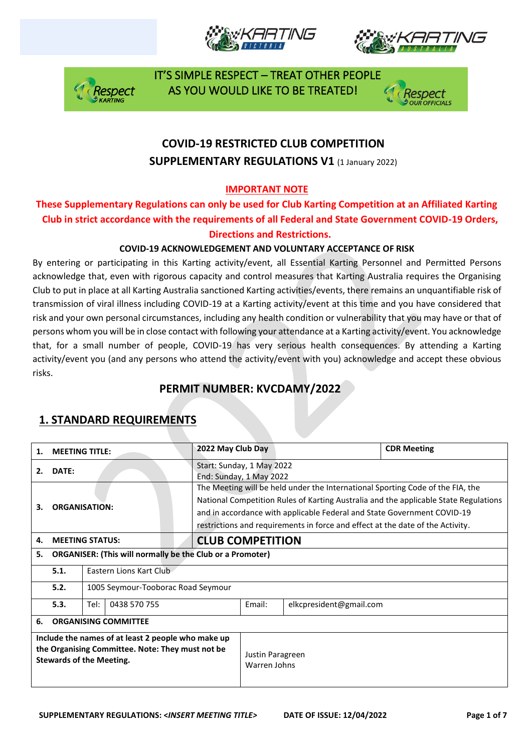IT'S SIMPLE RESPECT – TREAT OTHER PEOPLE AS YOU WOULD LIKE TO BE TREATED!

# COVID-19 RESTRICTED CLUB COMPETITION

## SUPPLEMENTARY REGULATIONS V1 (1 January 2022)

**IMPORTANT NOTE**

**These Supplementary Regulations can only be used for Club Karting Competition at an Affiliated Karting Club in strict accordance with the requirements of all Federal and State Government COVID-19 Orders, Directions and Restrictions.**

**COVID-19 ACKNOWLEDGEMENT AND VOLUNTARY ACCEPTANCE OF RISK**

By entering or participating in this Karting activity/event, all Essential Karting Personnel and Permitted Persons acknowledge that, even with rigorous capacity and control measures that Karting Australia requires the Organising Club to put in place at all Karting Australia sanctioned Karting activities/events, there remains an unquantifiable risk of transmission of viral illness including COVID-19 at a Karting activity/event at this time and you have considered that risk and your own personal circumstances, including any health condition or vulnerability that you may have or that of persons whom you will be in close contact with following your attendance at a Karting activity/event. You acknowledge that, for a small number of people, COVID-19 has very serious health consequences. By attending a Karting activity/event you (and any persons who attend the activity/event with you) acknowledge and accept these obvious risks.

## PERMIT NUMBER: KVCDAMY/2022

## 1. STANDARD REQUIREMENTS

| | | | |
|---|---|---|---|
| **1. MEETING TITLE:** | **2022 May Club Day** | | **CDR Meeting** |
| **2. DATE:** | Start: Sunday, 1 May 2022<br>End: Sunday, 1 May 2022 | | |
| **3. ORGANISATION:** | The Meeting will be held under the International Sporting Code of the FIA, the National Competition Rules of Karting Australia and the applicable State Regulations and in accordance with applicable Federal and State Government COVID-19 restrictions and requirements in force and effect at the date of the Activity. | | |
| **4. MEETING STATUS:** | **CLUB COMPETITION** | | |

| | | | | |
|---|---|---|---|---|
| **5. ORGANISER: (This will normally be the Club or a Promoter)** | | | | |
| **5.1.** | Eastern Lions Kart Club | | | |
| **5.2.** | 1005 Seymour-Tooborac Road Seymour | | | |
| **5.3.** | Tel: | 0438 570 755 | Email: | elkcpresident@gmail.com |

| | |
|---|---|
| **6. ORGANISING COMMITTEE** | |
| **Include the names of at least 2 people who make up the Organising Committee. Note: They must not be Stewards of the Meeting.** | Justin Paragreen<br>Warren Johns |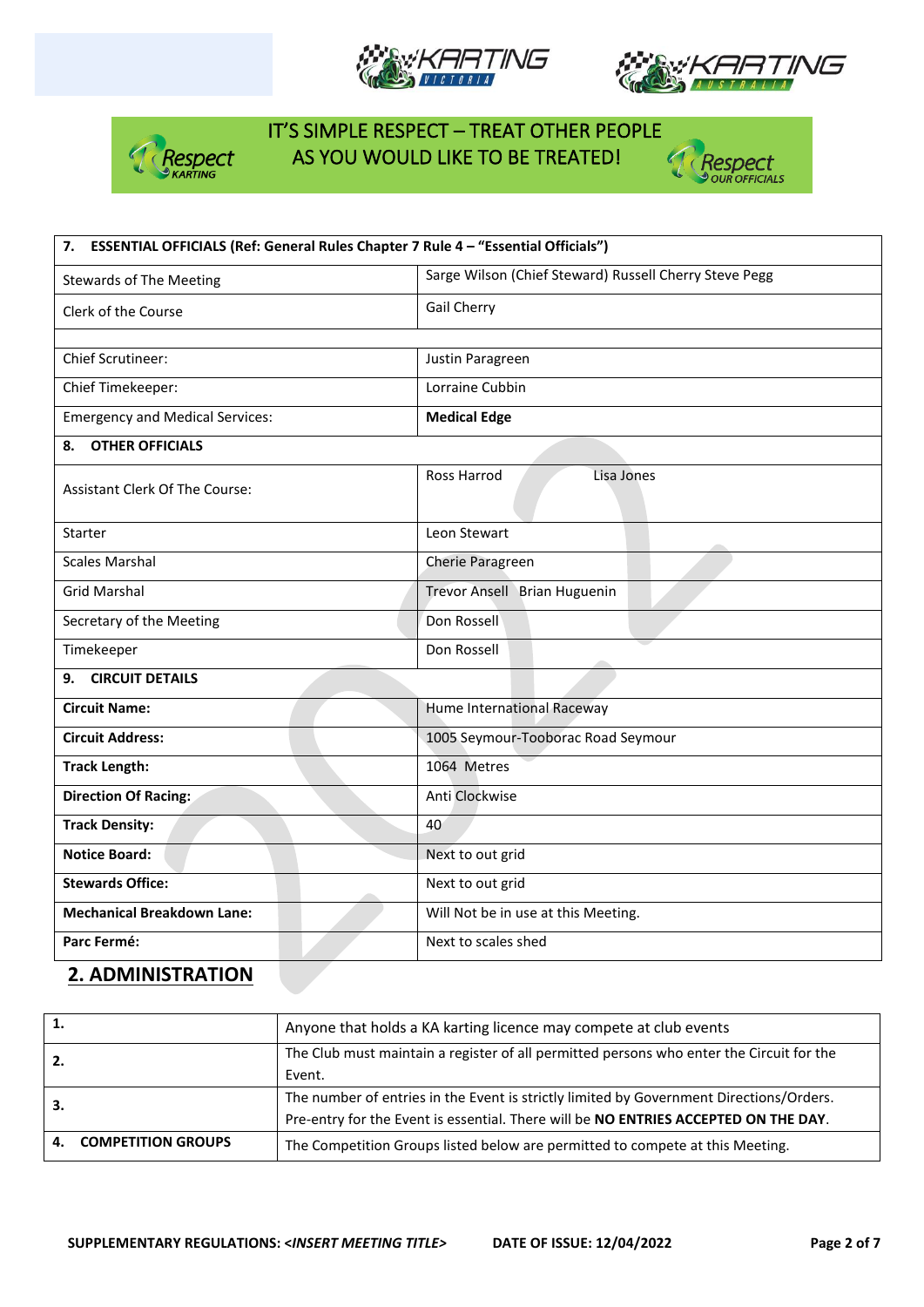IT'S SIMPLE RESPECT – TREAT OTHER PEOPLE AS YOU WOULD LIKE TO BE TREATED!

| **7. ESSENTIAL OFFICIALS (Ref: General Rules Chapter 7 Rule 4 – "Essential Officials")** | |
|---|---|
| Stewards of The Meeting | Sarge Wilson (Chief Steward) Russell Cherry Steve Pegg |
| Clerk of the Course | Gail Cherry |
| | |
| Chief Scrutineer: | Justin Paragreen |
| Chief Timekeeper: | Lorraine Cubbin |
| Emergency and Medical Services: | **Medical Edge** |
| **8. OTHER OFFICIALS** | |
| Assistant Clerk Of The Course: | Ross Harrod Lisa Jones |
| Starter | Leon Stewart |
| Scales Marshal | Cherie Paragreen |
| Grid Marshal | Trevor Ansell Brian Huguenin |
| Secretary of the Meeting | Don Rossell |
| Timekeeper | Don Rossell |
| **9. CIRCUIT DETAILS** | |
| **Circuit Name:** | Hume International Raceway |
| **Circuit Address:** | 1005 Seymour-Tooborac Road Seymour |
| **Track Length:** | 1064 Metres |
| **Direction Of Racing:** | Anti Clockwise |
| **Track Density:** | 40 |
| **Notice Board:** | Next to out grid |
| **Stewards Office:** | Next to out grid |
| **Mechanical Breakdown Lane:** | Will Not be in use at this Meeting. |
| **Parc Fermé:** | Next to scales shed |

## 2. ADMINISTRATION

| | |
|---|---|
| **1.** | Anyone that holds a KA karting licence may compete at club events |
| **2.** | The Club must maintain a register of all permitted persons who enter the Circuit for the Event. |
| **3.** | The number of entries in the Event is strictly limited by Government Directions/Orders. Pre-entry for the Event is essential. There will be **NO ENTRIES ACCEPTED ON THE DAY**. |
| **4. COMPETITION GROUPS** | The Competition Groups listed below are permitted to compete at this Meeting. |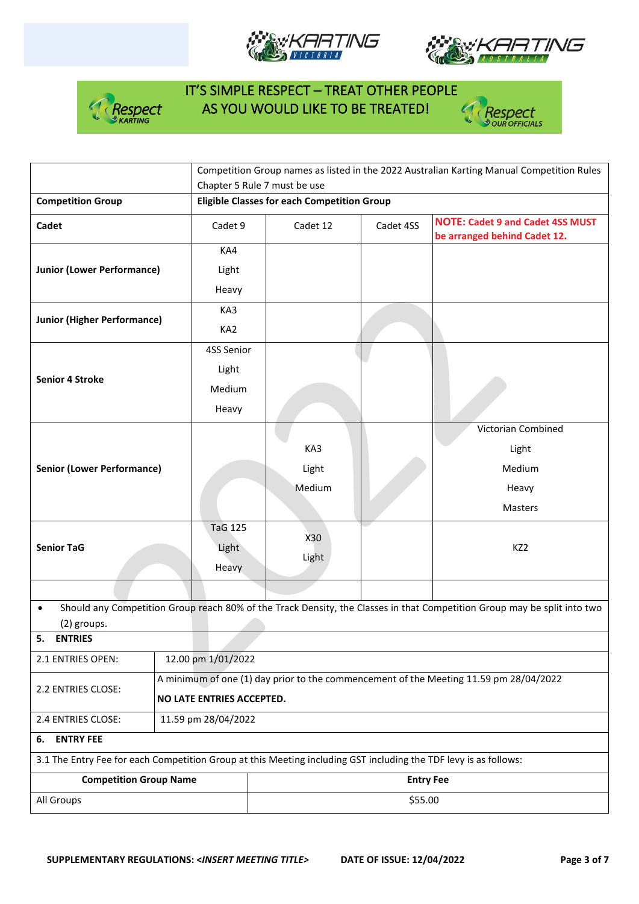IT'S SIMPLE RESPECT – TREAT OTHER PEOPLE AS YOU WOULD LIKE TO BE TREATED!

| | Competition Group names as listed in the 2022 Australian Karting Manual Competition Rules Chapter 5 Rule 7 must be use | | | |
|---|---|---|---|---|
| **Competition Group** | **Eligible Classes for each Competition Group** | | | |
| **Cadet** | Cadet 9 | Cadet 12 | Cadet 4SS | **NOTE: Cadet 9 and Cadet 4SS MUST be arranged behind Cadet 12.** |
| **Junior (Lower Performance)** | KA4<br>Light<br>Heavy | | | |
| **Junior (Higher Performance)** | KA3<br>KA2 | | | |
| **Senior 4 Stroke** | 4SS Senior<br>Light<br>Medium<br>Heavy | | | |
| **Senior (Lower Performance)** | | KA3<br>Light<br>Medium | | Victorian Combined<br>Light<br>Medium<br>Heavy<br>Masters |
| **Senior TaG** | TaG 125<br>Light<br>Heavy | X30<br>Light | | KZ2 |
| | | | | |

- Should any Competition Group reach 80% of the Track Density, the Classes in that Competition Group may be split into two (2) groups.

## 5. ENTRIES

| | |
|---|---|
| 2.1 ENTRIES OPEN: | 12.00 pm 1/01/2022 |
| 2.2 ENTRIES CLOSE: | A minimum of one (1) day prior to the commencement of the Meeting 11.59 pm 28/04/2022<br>**NO LATE ENTRIES ACCEPTED.** |
| 2.4 ENTRIES CLOSE: | 11.59 pm 28/04/2022 |

## 6. ENTRY FEE

3.1 The Entry Fee for each Competition Group at this Meeting including GST including the TDF levy is as follows:

| Competition Group Name | Entry Fee |
|---|---|
| All Groups | $55.00 |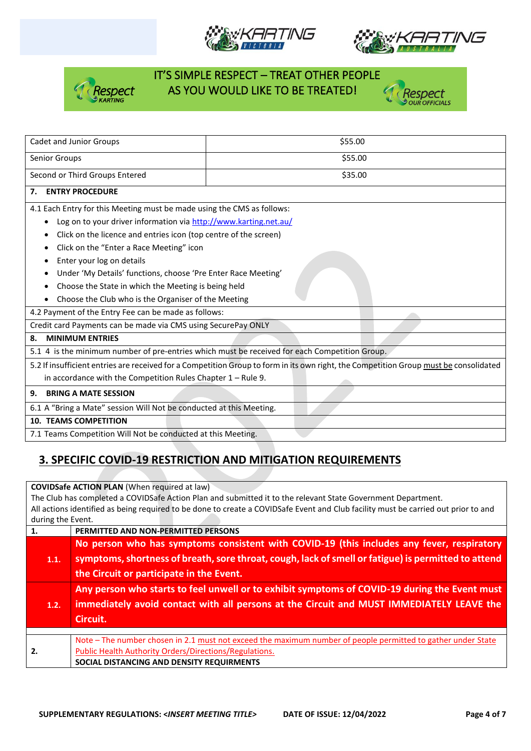IT'S SIMPLE RESPECT – TREAT OTHER PEOPLE AS YOU WOULD LIKE TO BE TREATED!

| Cadet and Junior Groups | $55.00 |
|---|---|
| Senior Groups | $55.00 |
| Second or Third Groups Entered | $35.00 |

**7. ENTRY PROCEDURE**

4.1 Each Entry for this Meeting must be made using the CMS as follows:

- Log on to your driver information via http://www.karting.net.au/
- Click on the licence and entries icon (top centre of the screen)
- Click on the "Enter a Race Meeting" icon
- Enter your log on details
- Under 'My Details' functions, choose 'Pre Enter Race Meeting'
- Choose the State in which the Meeting is being held
- Choose the Club who is the Organiser of the Meeting

4.2 Payment of the Entry Fee can be made as follows:

Credit card Payments can be made via CMS using SecurePay ONLY

**8. MINIMUM ENTRIES**

5.1 4 is the minimum number of pre-entries which must be received for each Competition Group.

5.2 If insufficient entries are received for a Competition Group to form in its own right, the Competition Group must be consolidated in accordance with the Competition Rules Chapter 1 – Rule 9.

**9. BRING A MATE SESSION**

6.1 A "Bring a Mate" session Will Not be conducted at this Meeting.

**10. TEAMS COMPETITION**

7.1 Teams Competition Will Not be conducted at this Meeting.

## 3. SPECIFIC COVID-19 RESTRICTION AND MITIGATION REQUIREMENTS

**COVIDSafe ACTION PLAN** (When required at law)
The Club has completed a COVIDSafe Action Plan and submitted it to the relevant State Government Department.
All actions identified as being required to be done to create a COVIDSafe Event and Club facility must be carried out prior to and during the Event.

| 1. | PERMITTED AND NON-PERMITTED PERSONS |
|---|---|
| 1.1. | **No person who has symptoms consistent with COVID-19 (this includes any fever, respiratory symptoms, shortness of breath, sore throat, cough, lack of smell or fatigue) is permitted to attend the Circuit or participate in the Event.** |
| 1.2. | **Any person who starts to feel unwell or to exhibit symptoms of COVID-19 during the Event must immediately avoid contact with all persons at the Circuit and MUST IMMEDIATELY LEAVE the Circuit.** |
| 2. | Note – The number chosen in 2.1 must not exceed the maximum number of people permitted to gather under State Public Health Authority Orders/Directions/Regulations. **SOCIAL DISTANCING AND DENSITY REQUIRMENTS** |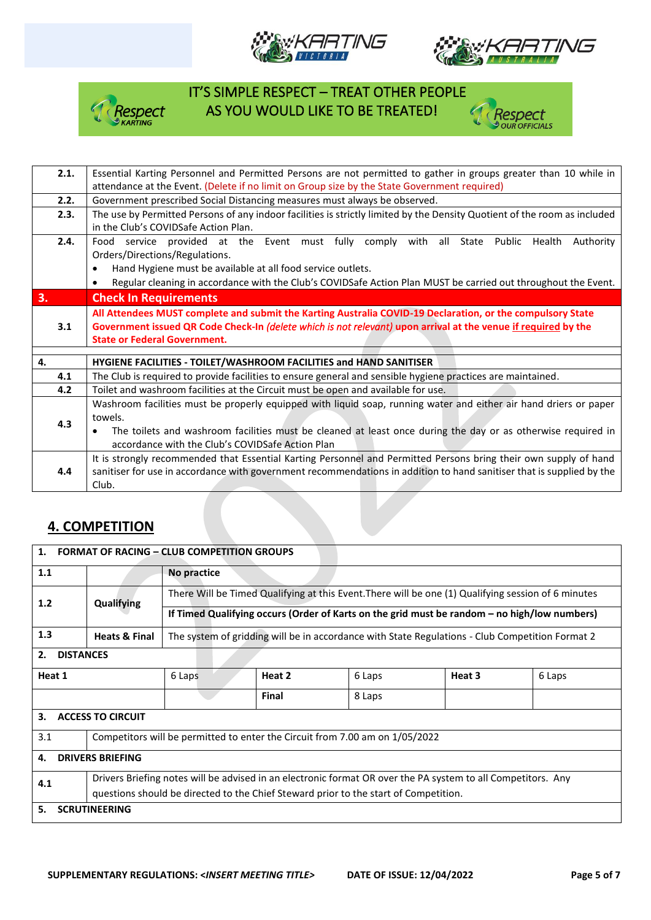IT'S SIMPLE RESPECT – TREAT OTHER PEOPLE AS YOU WOULD LIKE TO BE TREATED!

| | |
|---|---|
| **2.1.** | Essential Karting Personnel and Permitted Persons are not permitted to gather in groups greater than 10 while in attendance at the Event. (Delete if no limit on Group size by the State Government required) |
| **2.2.** | Government prescribed Social Distancing measures must always be observed. |
| **2.3.** | The use by Permitted Persons of any indoor facilities is strictly limited by the Density Quotient of the room as included in the Club's COVIDSafe Action Plan. |
| **2.4.** | Food service provided at the Event must fully comply with all State Public Health Authority Orders/Directions/Regulations.<br>• Hand Hygiene must be available at all food service outlets.<br>• Regular cleaning in accordance with the Club's COVIDSafe Action Plan MUST be carried out throughout the Event. |
| **3.** | **Check In Requirements** |
| **3.1** | **All Attendees MUST complete and submit the Karting Australia COVID-19 Declaration, or the compulsory State Government issued QR Code Check-In** ***(delete which is not relevant)*** **upon arrival at the venue** **if required** **by the State or Federal Government.** |
| | |
| **4.** | **HYGIENE FACILITIES - TOILET/WASHROOM FACILITIES and HAND SANITISER** |
| **4.1** | The Club is required to provide facilities to ensure general and sensible hygiene practices are maintained. |
| **4.2** | Toilet and washroom facilities at the Circuit must be open and available for use. |
| **4.3** | Washroom facilities must be properly equipped with liquid soap, running water and either air hand driers or paper towels.<br>• The toilets and washroom facilities must be cleaned at least once during the day or as otherwise required in accordance with the Club's COVIDSafe Action Plan |
| **4.4** | It is strongly recommended that Essential Karting Personnel and Permitted Persons bring their own supply of hand sanitiser for use in accordance with government recommendations in addition to hand sanitiser that is supplied by the Club. |

## 4. COMPETITION

| | | | | | |
|---|---|---|---|---|---|
| **1. FORMAT OF RACING – CLUB COMPETITION GROUPS** | | | | | |
| **1.1** | | **No practice** | | | |
| **1.2** | **Qualifying** | There Will be Timed Qualifying at this Event.There will be one (1) Qualifying session of 6 minutes | | | |
| | | **If Timed Qualifying occurs (Order of Karts on the grid must be random – no high/low numbers)** | | | |
| **1.3** | **Heats & Final** | The system of gridding will be in accordance with State Regulations - Club Competition Format 2 | | | |
| **2. DISTANCES** | | | | | |
| **Heat 1** | 6 Laps | **Heat 2** | 6 Laps | **Heat 3** | 6 Laps |
| | | **Final** | 8 Laps | | |
| **3. ACCESS TO CIRCUIT** | | | | | |
| 3.1 | Competitors will be permitted to enter the Circuit from 7.00 am on 1/05/2022 | | | | |
| **4. DRIVERS BRIEFING** | | | | | |
| **4.1** | Drivers Briefing notes will be advised in an electronic format OR over the PA system to all Competitors. Any questions should be directed to the Chief Steward prior to the start of Competition. | | | | |
| **5. SCRUTINEERING** | | | | | |

**SUPPLEMENTARY REGULATIONS: <*INSERT MEETING TITLE*>** **DATE OF ISSUE: 12/04/2022**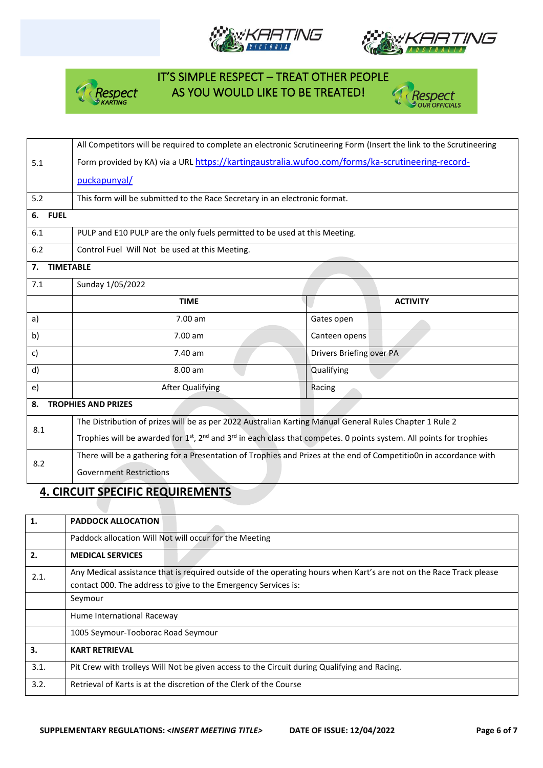IT'S SIMPLE RESPECT – TREAT OTHER PEOPLE AS YOU WOULD LIKE TO BE TREATED!

| | | |
|---|---|---|
| 5.1 | All Competitors will be required to complete an electronic Scrutineering Form (Insert the link to the Scrutineering Form provided by KA) via a URL https://kartingaustralia.wufoo.com/forms/ka-scrutineering-record-puckapunyal/ | |
| 5.2 | This form will be submitted to the Race Secretary in an electronic format. | |
| **6. FUEL** | | |
| 6.1 | PULP and E10 PULP are the only fuels permitted to be used at this Meeting. | |
| 6.2 | Control Fuel Will Not be used at this Meeting. | |
| **7. TIMETABLE** | | |
| 7.1 | Sunday 1/05/2022 | |
| | **TIME** | **ACTIVITY** |
| a) | 7.00 am | Gates open |
| b) | 7.00 am | Canteen opens |
| c) | 7.40 am | Drivers Briefing over PA |
| d) | 8.00 am | Qualifying |
| e) | After Qualifying | Racing |
| **8. TROPHIES AND PRIZES** | | |
| 8.1 | The Distribution of prizes will be as per 2022 Australian Karting Manual General Rules Chapter 1 Rule 2<br>Trophies will be awarded for 1st, 2nd and 3rd in each class that competes. 0 points system. All points for trophies | |
| 8.2 | There will be a gathering for a Presentation of Trophies and Prizes at the end of Competitio0n in accordance with Government Restrictions | |

## 4. CIRCUIT SPECIFIC REQUIREMENTS

| | |
|---|---|
| **1.** | **PADDOCK ALLOCATION** |
| | Paddock allocation Will Not will occur for the Meeting |
| **2.** | **MEDICAL SERVICES** |
| 2.1. | Any Medical assistance that is required outside of the operating hours when Kart's are not on the Race Track please contact 000. The address to give to the Emergency Services is: |
| | Seymour |
| | Hume International Raceway |
| | 1005 Seymour-Tooborac Road Seymour |
| **3.** | **KART RETRIEVAL** |
| 3.1. | Pit Crew with trolleys Will Not be given access to the Circuit during Qualifying and Racing. |
| 3.2. | Retrieval of Karts is at the discretion of the Clerk of the Course |

**SUPPLEMENTARY REGULATIONS: <*INSERT MEETING TITLE*>** **DATE OF ISSUE: 12/04/2022**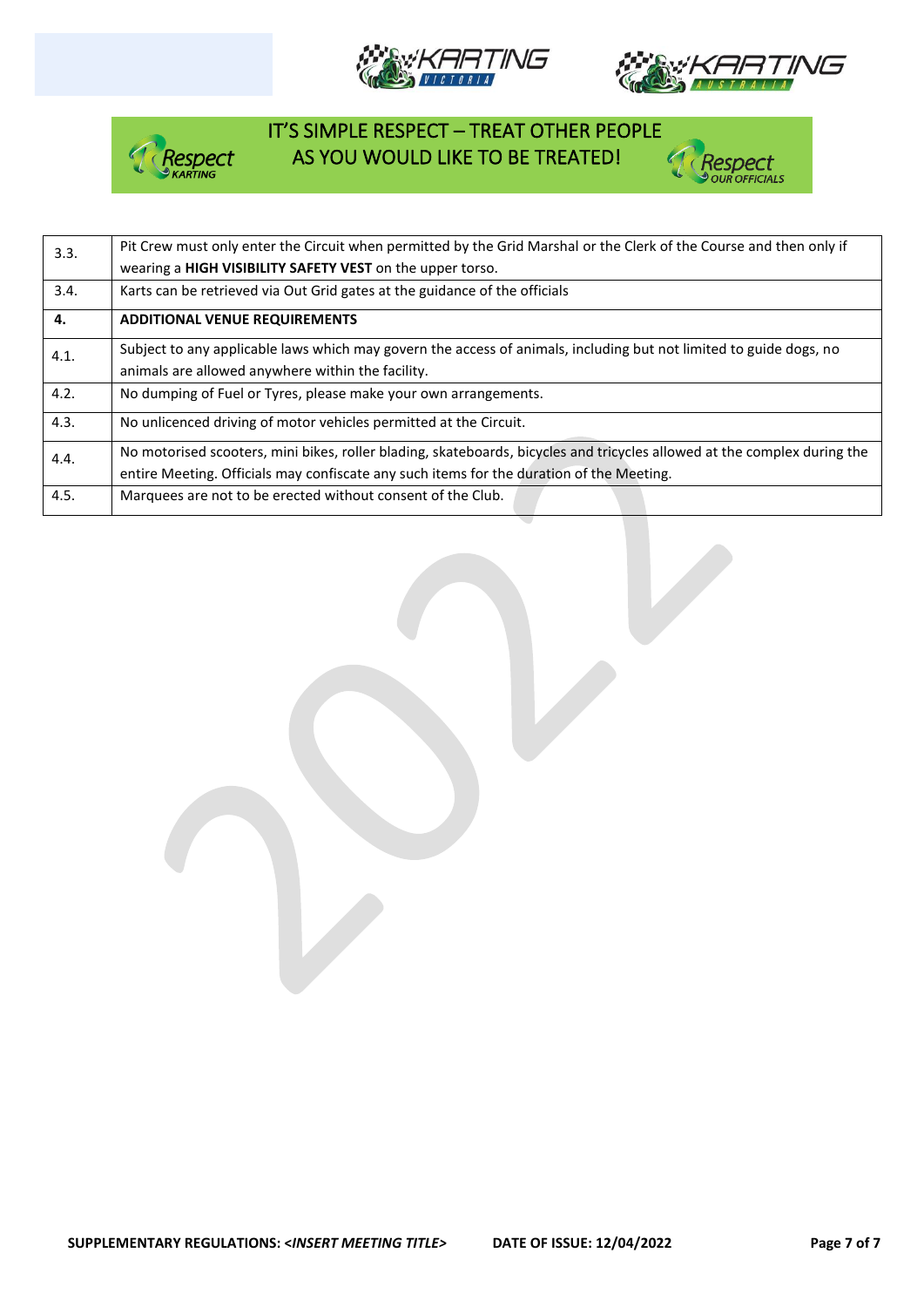IT'S SIMPLE RESPECT – TREAT OTHER PEOPLE AS YOU WOULD LIKE TO BE TREATED!

| | |
|---|---|
| 3.3. | Pit Crew must only enter the Circuit when permitted by the Grid Marshal or the Clerk of the Course and then only if wearing a **HIGH VISIBILITY SAFETY VEST** on the upper torso. |
| 3.4. | Karts can be retrieved via Out Grid gates at the guidance of the officials |
| **4.** | **ADDITIONAL VENUE REQUIREMENTS** |
| 4.1. | Subject to any applicable laws which may govern the access of animals, including but not limited to guide dogs, no animals are allowed anywhere within the facility. |
| 4.2. | No dumping of Fuel or Tyres, please make your own arrangements. |
| 4.3. | No unlicenced driving of motor vehicles permitted at the Circuit. |
| 4.4. | No motorised scooters, mini bikes, roller blading, skateboards, bicycles and tricycles allowed at the complex during the entire Meeting. Officials may confiscate any such items for the duration of the Meeting. |
| 4.5. | Marquees are not to be erected without consent of the Club. |